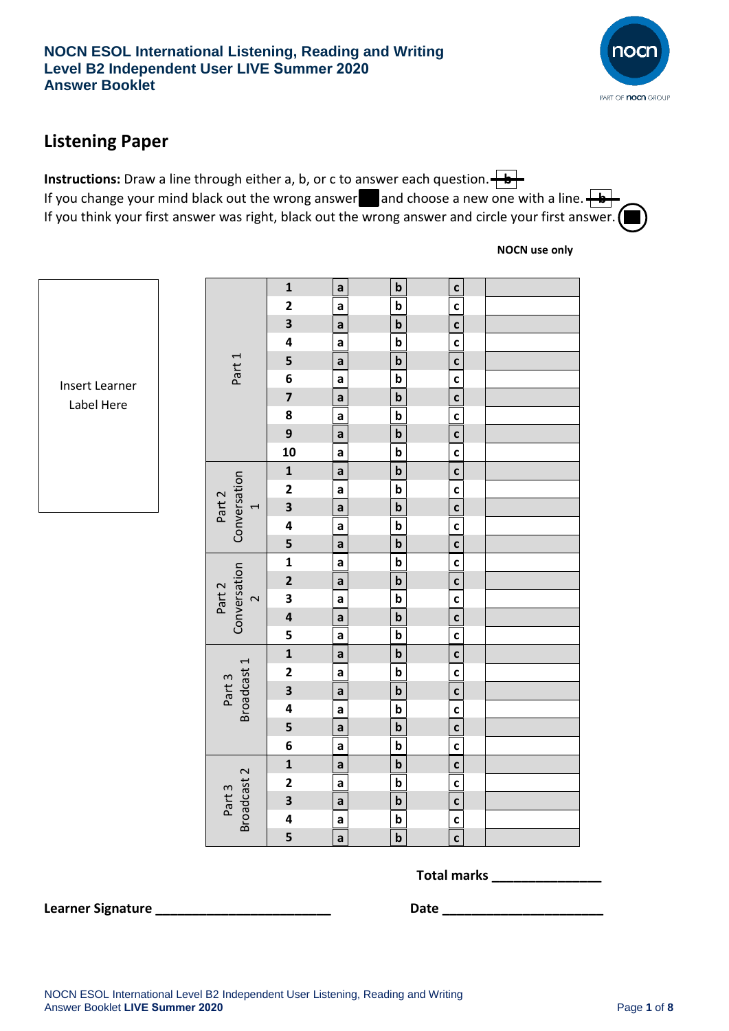**NOCN ESOL International Listening, Reading and Writing**
**Level B2 Independent User LIVE Summer 2020**
**Answer Booklet**

## Listening Paper

**Instructions:** Draw a line through either a, b, or c to answer each question.
If you change your mind black out the wrong answer and choose a new one with a line.
If you think your first answer was right, black out the wrong answer and circle your first answer.

Insert Learner Label Here

| Section | Question | | | | NOCN use only |
|---|---|---|---|---|---|
| Part 1 | 1 | a | b | c | |
| | 2 | a | b | c | |
| | 3 | a | b | c | |
| | 4 | a | b | c | |
| | 5 | a | b | c | |
| | 6 | a | b | c | |
| | 7 | a | b | c | |
| | 8 | a | b | c | |
| | 9 | a | b | c | |
| | 10 | a | b | c | |
| Part 2 Conversation 1 | 1 | a | b | c | |
| | 2 | a | b | c | |
| | 3 | a | b | c | |
| | 4 | a | b | c | |
| | 5 | a | b | c | |
| Part 2 Conversation 2 | 1 | a | b | c | |
| | 2 | a | b | c | |
| | 3 | a | b | c | |
| | 4 | a | b | c | |
| | 5 | a | b | c | |
| Part 3 Broadcast 1 | 1 | a | b | c | |
| | 2 | a | b | c | |
| | 3 | a | b | c | |
| | 4 | a | b | c | |
| | 5 | a | b | c | |
| | 6 | a | b | c | |
| Part 3 Broadcast 2 | 1 | a | b | c | |
| | 2 | a | b | c | |
| | 3 | a | b | c | |
| | 4 | a | b | c | |
| | 5 | a | b | c | |

**Total marks** _______________

**Learner Signature** _________________________ **Date** ______________________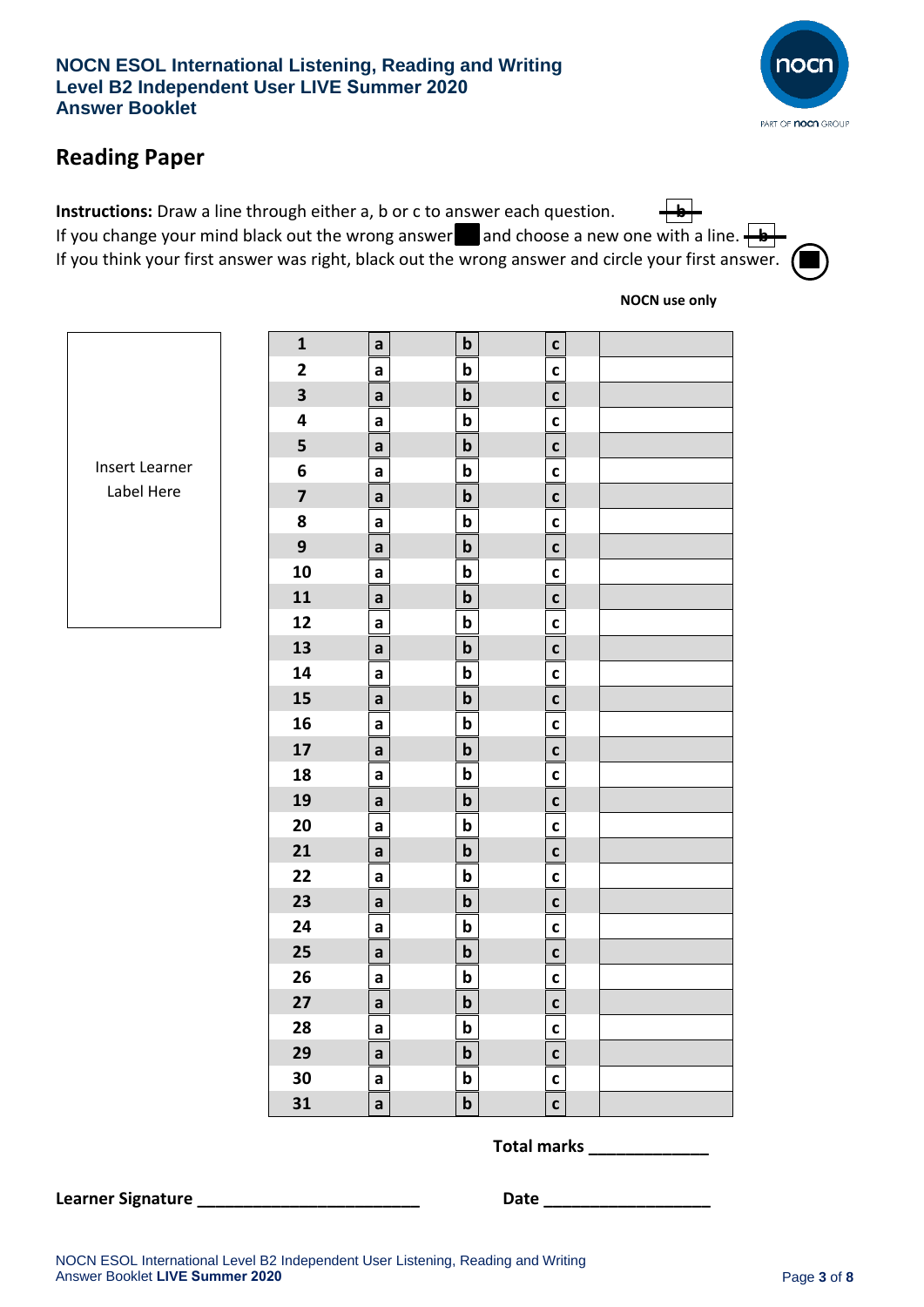**NOCN ESOL International Listening, Reading and Writing**
**Level B2 Independent User LIVE Summer 2020**
**Answer Booklet**

## Reading Paper

**Instructions:** Draw a line through either a, b or c to answer each question.
If you change your mind black out the wrong answer and choose a new one with a line.
If you think your first answer was right, black out the wrong answer and circle your first answer.

**NOCN use only**

Insert Learner Label Here

| | | | | NOCN use only |
|---|---|---|---|---|
| **1** | **a** | **b** | **c** | |
| **2** | **a** | **b** | **c** | |
| **3** | **a** | **b** | **c** | |
| **4** | **a** | **b** | **c** | |
| **5** | **a** | **b** | **c** | |
| **6** | **a** | **b** | **c** | |
| **7** | **a** | **b** | **c** | |
| **8** | **a** | **b** | **c** | |
| **9** | **a** | **b** | **c** | |
| **10** | **a** | **b** | **c** | |
| **11** | **a** | **b** | **c** | |
| **12** | **a** | **b** | **c** | |
| **13** | **a** | **b** | **c** | |
| **14** | **a** | **b** | **c** | |
| **15** | **a** | **b** | **c** | |
| **16** | **a** | **b** | **c** | |
| **17** | **a** | **b** | **c** | |
| **18** | **a** | **b** | **c** | |
| **19** | **a** | **b** | **c** | |
| **20** | **a** | **b** | **c** | |
| **21** | **a** | **b** | **c** | |
| **22** | **a** | **b** | **c** | |
| **23** | **a** | **b** | **c** | |
| **24** | **a** | **b** | **c** | |
| **25** | **a** | **b** | **c** | |
| **26** | **a** | **b** | **c** | |
| **27** | **a** | **b** | **c** | |
| **28** | **a** | **b** | **c** | |
| **29** | **a** | **b** | **c** | |
| **30** | **a** | **b** | **c** | |
| **31** | **a** | **b** | **c** | |

**Total marks** _____________

**Learner Signature** ________________________ **Date** __________________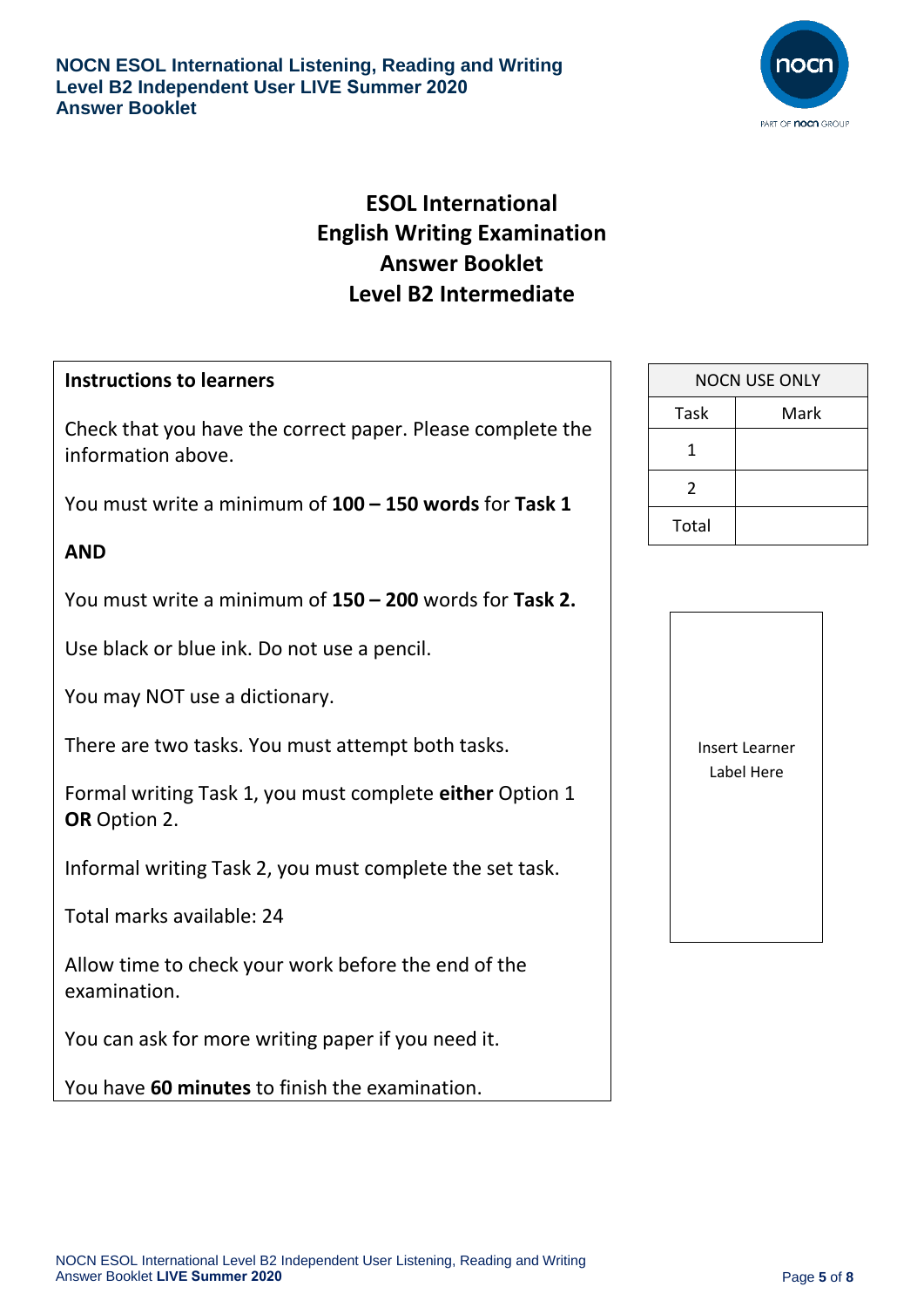NOCN ESOL International Listening, Reading and Writing
Level B2 Independent User LIVE Summer 2020
Answer Booklet

# ESOL International
# English Writing Examination
# Answer Booklet
# Level B2 Intermediate

**Instructions to learners**

Check that you have the correct paper. Please complete the information above.

You must write a minimum of **100 – 150 words** for **Task 1**

**AND**

You must write a minimum of **150 – 200** words for **Task 2.**

Use black or blue ink. Do not use a pencil.

You may NOT use a dictionary.

There are two tasks. You must attempt both tasks.

Formal writing Task 1, you must complete **either** Option 1 **OR** Option 2.

Informal writing Task 2, you must complete the set task.

Total marks available: 24

Allow time to check your work before the end of the examination.

You can ask for more writing paper if you need it.

You have **60 minutes** to finish the examination.

| NOCN USE ONLY | |
|---|---|
| Task | Mark |
| 1 | |
| 2 | |
| Total | |

Insert Learner Label Here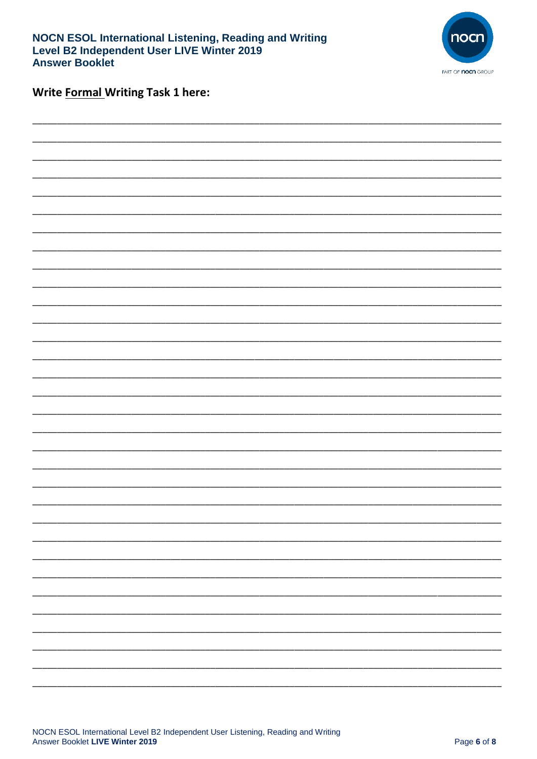**Write <u>Formal</u> Writing Task 1 here:**

___________________________________________________________________________

___________________________________________________________________________

___________________________________________________________________________

___________________________________________________________________________

___________________________________________________________________________

___________________________________________________________________________

___________________________________________________________________________

___________________________________________________________________________

___________________________________________________________________________

___________________________________________________________________________

___________________________________________________________________________

___________________________________________________________________________

___________________________________________________________________________

___________________________________________________________________________

___________________________________________________________________________

___________________________________________________________________________

___________________________________________________________________________

___________________________________________________________________________

___________________________________________________________________________

___________________________________________________________________________

___________________________________________________________________________

___________________________________________________________________________

___________________________________________________________________________

___________________________________________________________________________

___________________________________________________________________________

___________________________________________________________________________

___________________________________________________________________________

___________________________________________________________________________

___________________________________________________________________________

___________________________________________________________________________

___________________________________________________________________________

___________________________________________________________________________

___________________________________________________________________________

___________________________________________________________________________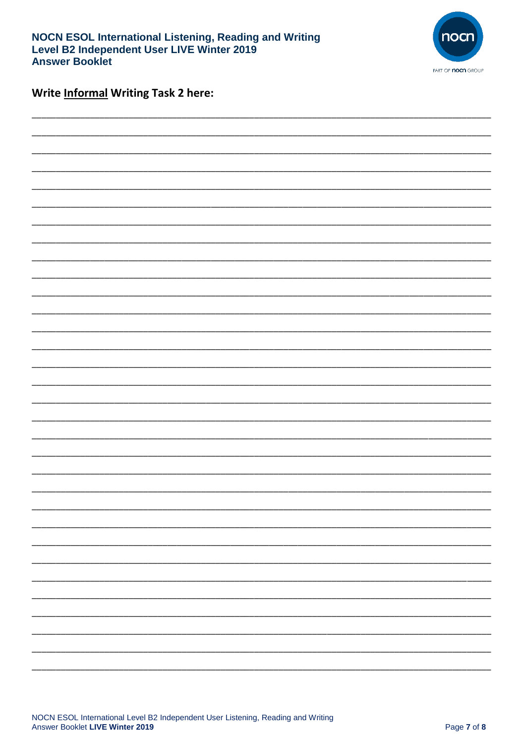## Write <u>Informal</u> Writing Task 2 here: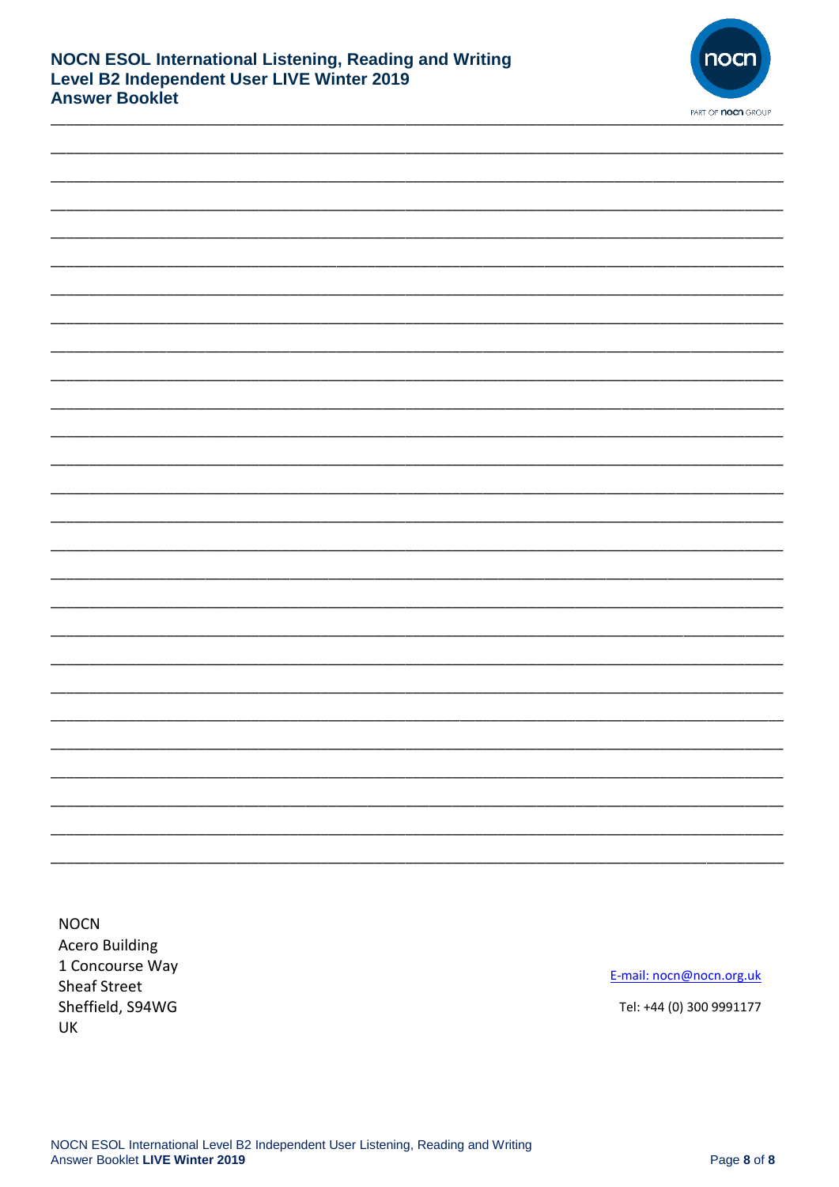NOCN
Acero Building
1 Concourse Way
Sheaf Street
Sheffield, S94WG
UK

E-mail: nocn@nocn.org.uk

Tel: +44 (0) 300 9991177